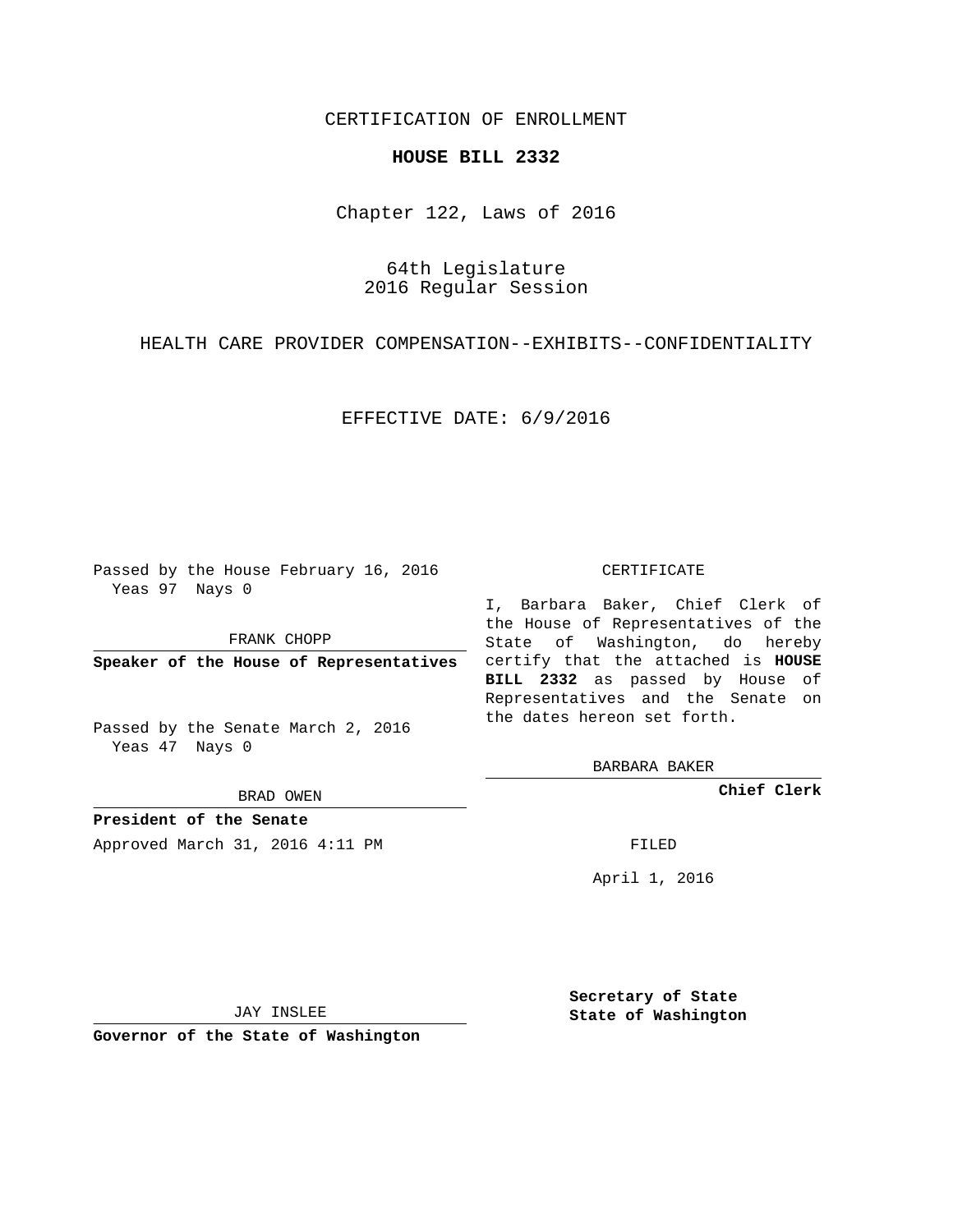CERTIFICATION OF ENROLLMENT

# HOUSE BILL 2332

Chapter 122, Laws of 2016

64th Legislature
2016 Regular Session

HEALTH CARE PROVIDER COMPENSATION--EXHIBITS--CONFIDENTIALITY

EFFECTIVE DATE: 6/9/2016

Passed by the House February 16, 2016
Yeas 97 Nays 0

FRANK CHOPP

**Speaker of the House of Representatives**

Passed by the Senate March 2, 2016
Yeas 47 Nays 0

BRAD OWEN

**President of the Senate**

Approved March 31, 2016 4:11 PM

JAY INSLEE

**Governor of the State of Washington**

CERTIFICATE

I, Barbara Baker, Chief Clerk of the House of Representatives of the State of Washington, do hereby certify that the attached is **HOUSE BILL 2332** as passed by House of Representatives and the Senate on the dates hereon set forth.

BARBARA BAKER

**Chief Clerk**

FILED

April 1, 2016

**Secretary of State**
**State of Washington**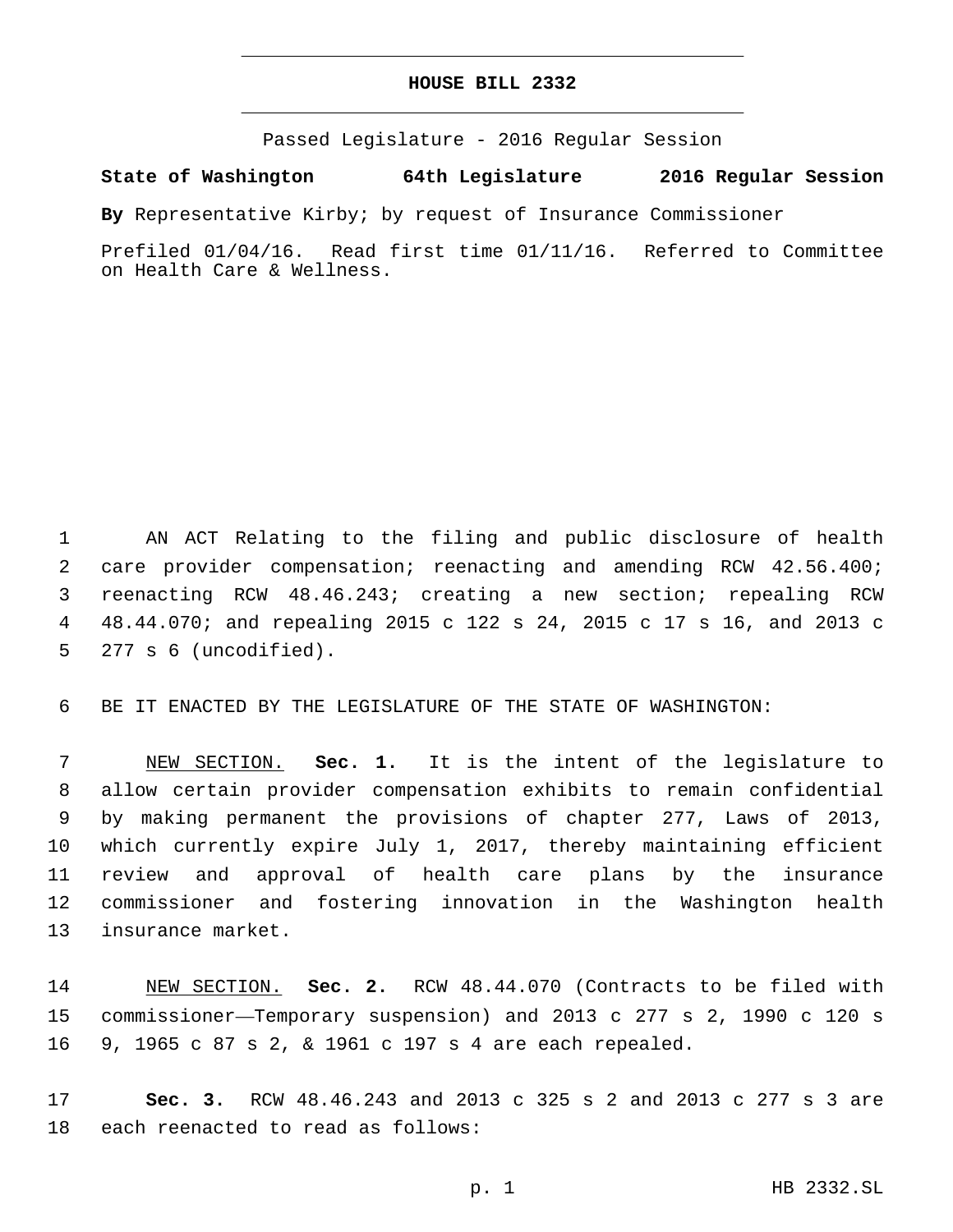# HOUSE BILL 2332

Passed Legislature - 2016 Regular Session

**State of Washington 64th Legislature 2016 Regular Session**

**By** Representative Kirby; by request of Insurance Commissioner

Prefiled 01/04/16. Read first time 01/11/16. Referred to Committee on Health Care & Wellness.

AN ACT Relating to the filing and public disclosure of health care provider compensation; reenacting and amending RCW 42.56.400; reenacting RCW 48.46.243; creating a new section; repealing RCW 48.44.070; and repealing 2015 c 122 s 24, 2015 c 17 s 16, and 2013 c 277 s 6 (uncodified).

BE IT ENACTED BY THE LEGISLATURE OF THE STATE OF WASHINGTON:

NEW SECTION. **Sec. 1.** It is the intent of the legislature to allow certain provider compensation exhibits to remain confidential by making permanent the provisions of chapter 277, Laws of 2013, which currently expire July 1, 2017, thereby maintaining efficient review and approval of health care plans by the insurance commissioner and fostering innovation in the Washington health insurance market.

NEW SECTION. **Sec. 2.** RCW 48.44.070 (Contracts to be filed with commissioner—Temporary suspension) and 2013 c 277 s 2, 1990 c 120 s 9, 1965 c 87 s 2, & 1961 c 197 s 4 are each repealed.

**Sec. 3.** RCW 48.46.243 and 2013 c 325 s 2 and 2013 c 277 s 3 are each reenacted to read as follows: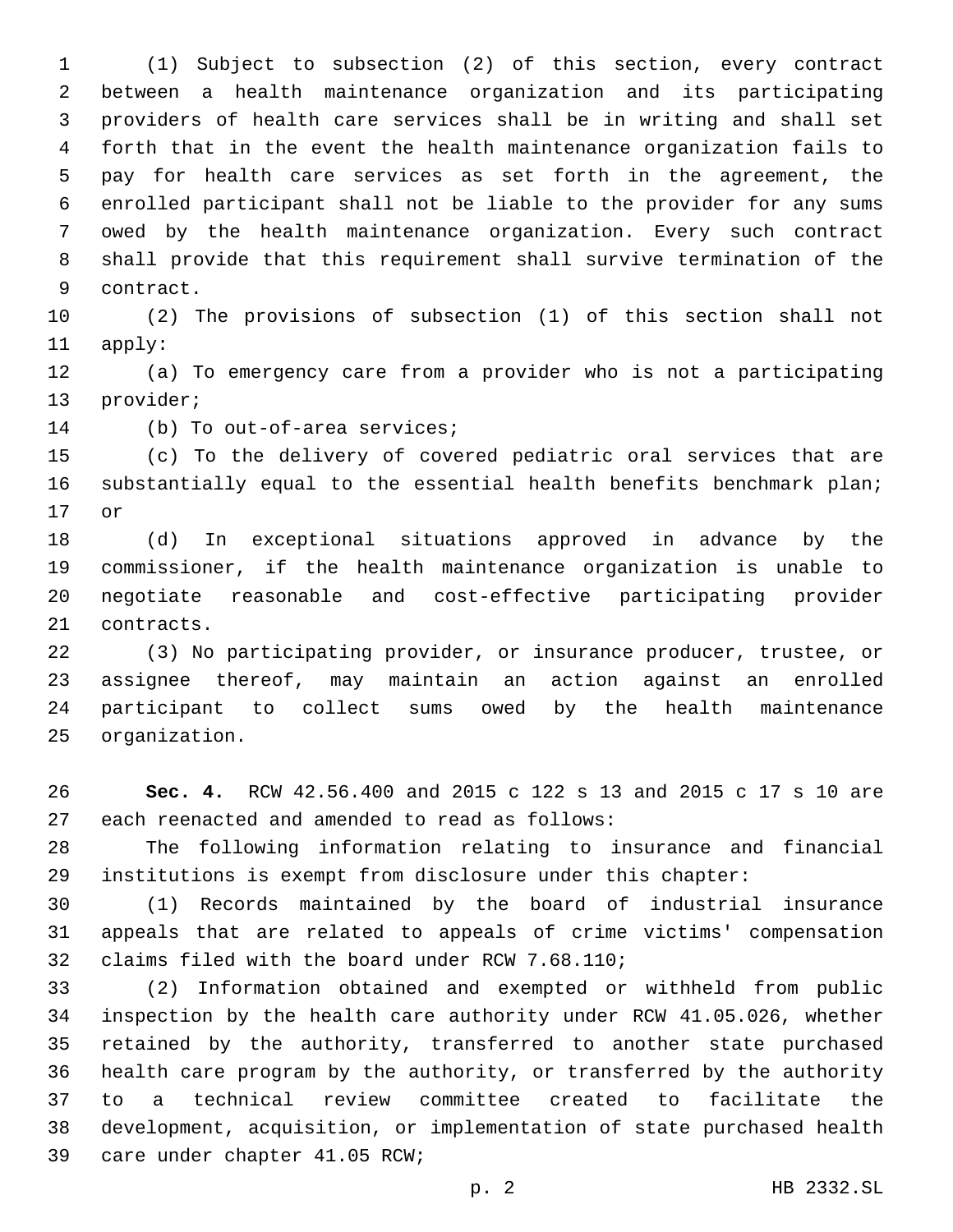(1) Subject to subsection (2) of this section, every contract between a health maintenance organization and its participating providers of health care services shall be in writing and shall set forth that in the event the health maintenance organization fails to pay for health care services as set forth in the agreement, the enrolled participant shall not be liable to the provider for any sums owed by the health maintenance organization. Every such contract shall provide that this requirement shall survive termination of the contract.

(2) The provisions of subsection (1) of this section shall not apply:

(a) To emergency care from a provider who is not a participating provider;

(b) To out-of-area services;

(c) To the delivery of covered pediatric oral services that are substantially equal to the essential health benefits benchmark plan; or

(d) In exceptional situations approved in advance by the commissioner, if the health maintenance organization is unable to negotiate reasonable and cost-effective participating provider contracts.

(3) No participating provider, or insurance producer, trustee, or assignee thereof, may maintain an action against an enrolled participant to collect sums owed by the health maintenance organization.

**Sec. 4.** RCW 42.56.400 and 2015 c 122 s 13 and 2015 c 17 s 10 are each reenacted and amended to read as follows:

The following information relating to insurance and financial institutions is exempt from disclosure under this chapter:

(1) Records maintained by the board of industrial insurance appeals that are related to appeals of crime victims' compensation claims filed with the board under RCW 7.68.110;

(2) Information obtained and exempted or withheld from public inspection by the health care authority under RCW 41.05.026, whether retained by the authority, transferred to another state purchased health care program by the authority, or transferred by the authority to a technical review committee created to facilitate the development, acquisition, or implementation of state purchased health care under chapter 41.05 RCW;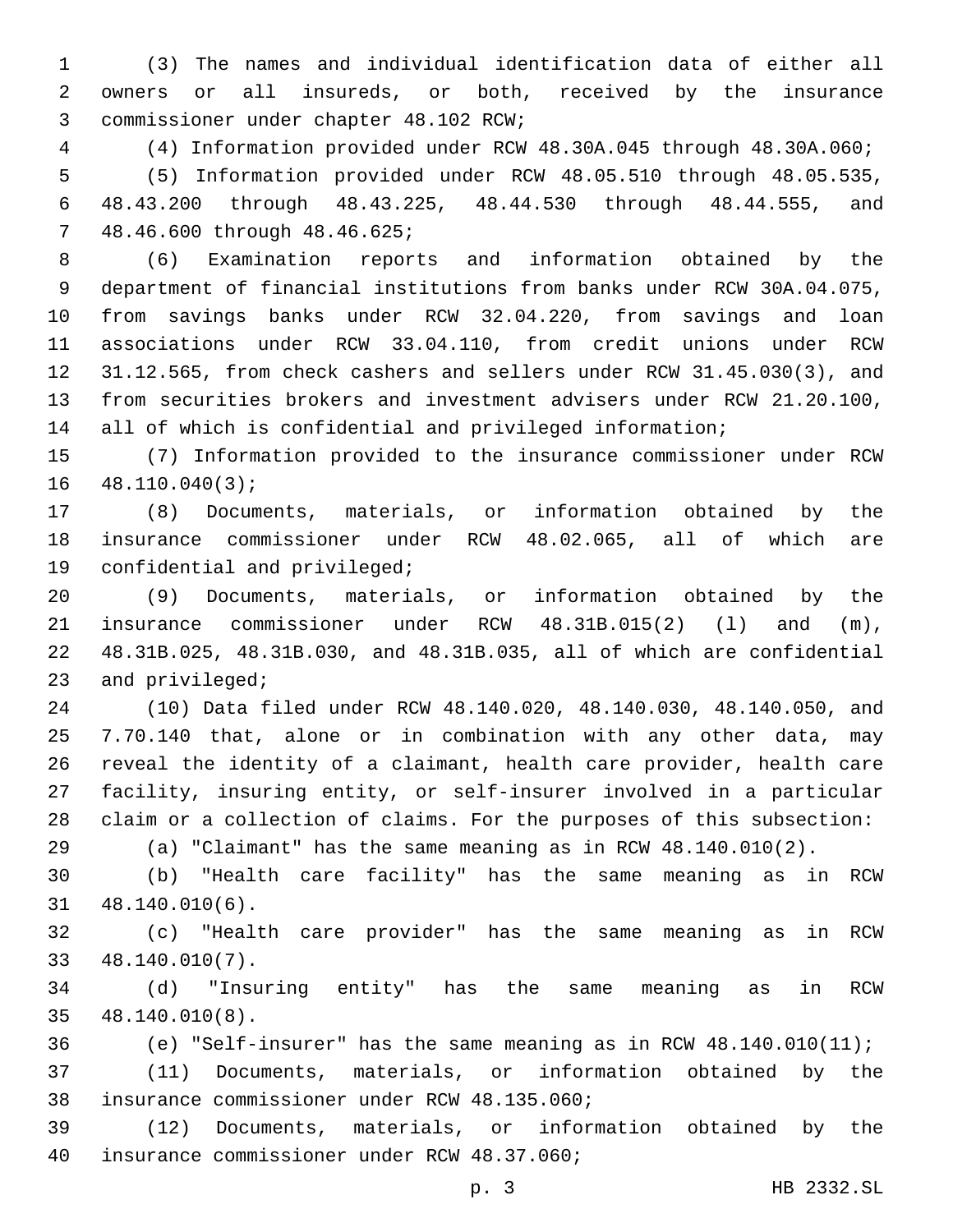(3) The names and individual identification data of either all owners or all insureds, or both, received by the insurance commissioner under chapter 48.102 RCW;

(4) Information provided under RCW 48.30A.045 through 48.30A.060;

(5) Information provided under RCW 48.05.510 through 48.05.535, 48.43.200 through 48.43.225, 48.44.530 through 48.44.555, and 48.46.600 through 48.46.625;

(6) Examination reports and information obtained by the department of financial institutions from banks under RCW 30A.04.075, from savings banks under RCW 32.04.220, from savings and loan associations under RCW 33.04.110, from credit unions under RCW 31.12.565, from check cashers and sellers under RCW 31.45.030(3), and from securities brokers and investment advisers under RCW 21.20.100, all of which is confidential and privileged information;

(7) Information provided to the insurance commissioner under RCW 48.110.040(3);

(8) Documents, materials, or information obtained by the insurance commissioner under RCW 48.02.065, all of which are confidential and privileged;

(9) Documents, materials, or information obtained by the insurance commissioner under RCW 48.31B.015(2) (l) and (m), 48.31B.025, 48.31B.030, and 48.31B.035, all of which are confidential and privileged;

(10) Data filed under RCW 48.140.020, 48.140.030, 48.140.050, and 7.70.140 that, alone or in combination with any other data, may reveal the identity of a claimant, health care provider, health care facility, insuring entity, or self-insurer involved in a particular claim or a collection of claims. For the purposes of this subsection:

(a) "Claimant" has the same meaning as in RCW 48.140.010(2).

(b) "Health care facility" has the same meaning as in RCW 48.140.010(6).

(c) "Health care provider" has the same meaning as in RCW 48.140.010(7).

(d) "Insuring entity" has the same meaning as in RCW 48.140.010(8).

(e) "Self-insurer" has the same meaning as in RCW 48.140.010(11);

(11) Documents, materials, or information obtained by the insurance commissioner under RCW 48.135.060;

(12) Documents, materials, or information obtained by the insurance commissioner under RCW 48.37.060;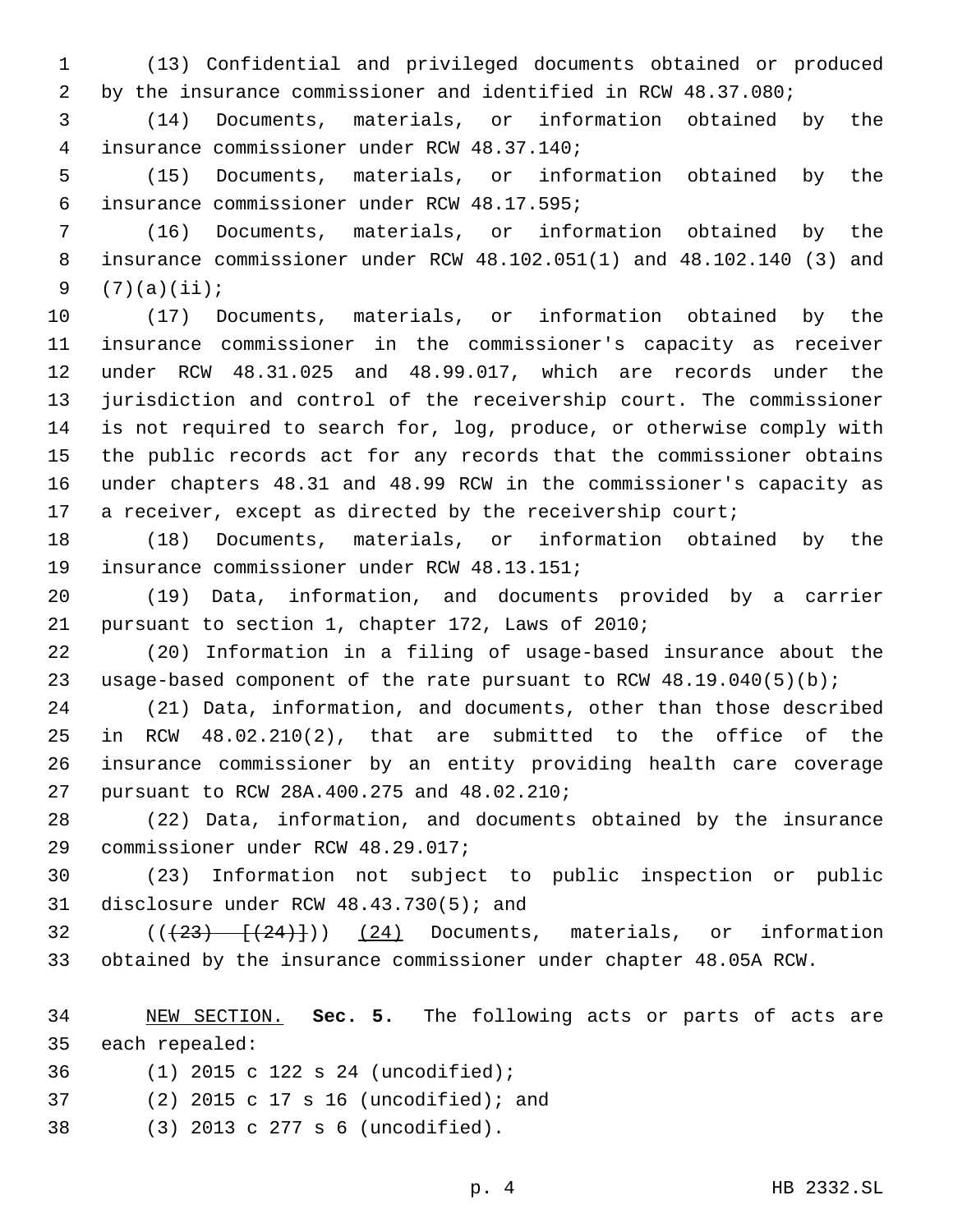(13) Confidential and privileged documents obtained or produced by the insurance commissioner and identified in RCW 48.37.080;

(14) Documents, materials, or information obtained by the insurance commissioner under RCW 48.37.140;

(15) Documents, materials, or information obtained by the insurance commissioner under RCW 48.17.595;

(16) Documents, materials, or information obtained by the insurance commissioner under RCW 48.102.051(1) and 48.102.140 (3) and (7)(a)(ii);

(17) Documents, materials, or information obtained by the insurance commissioner in the commissioner's capacity as receiver under RCW 48.31.025 and 48.99.017, which are records under the jurisdiction and control of the receivership court. The commissioner is not required to search for, log, produce, or otherwise comply with the public records act for any records that the commissioner obtains under chapters 48.31 and 48.99 RCW in the commissioner's capacity as a receiver, except as directed by the receivership court;

(18) Documents, materials, or information obtained by the insurance commissioner under RCW 48.13.151;

(19) Data, information, and documents provided by a carrier pursuant to section 1, chapter 172, Laws of 2010;

(20) Information in a filing of usage-based insurance about the usage-based component of the rate pursuant to RCW 48.19.040(5)(b);

(21) Data, information, and documents, other than those described in RCW 48.02.210(2), that are submitted to the office of the insurance commissioner by an entity providing health care coverage pursuant to RCW 28A.400.275 and 48.02.210;

(22) Data, information, and documents obtained by the insurance commissioner under RCW 48.29.017;

(23) Information not subject to public inspection or public disclosure under RCW 48.43.730(5); and

((~~(23) [(24)]~~)) <u>(24)</u> Documents, materials, or information obtained by the insurance commissioner under chapter 48.05A RCW.

<u>NEW SECTION.</u> **Sec. 5.** The following acts or parts of acts are each repealed:

(1) 2015 c 122 s 24 (uncodified);

(2) 2015 c 17 s 16 (uncodified); and

(3) 2013 c 277 s 6 (uncodified).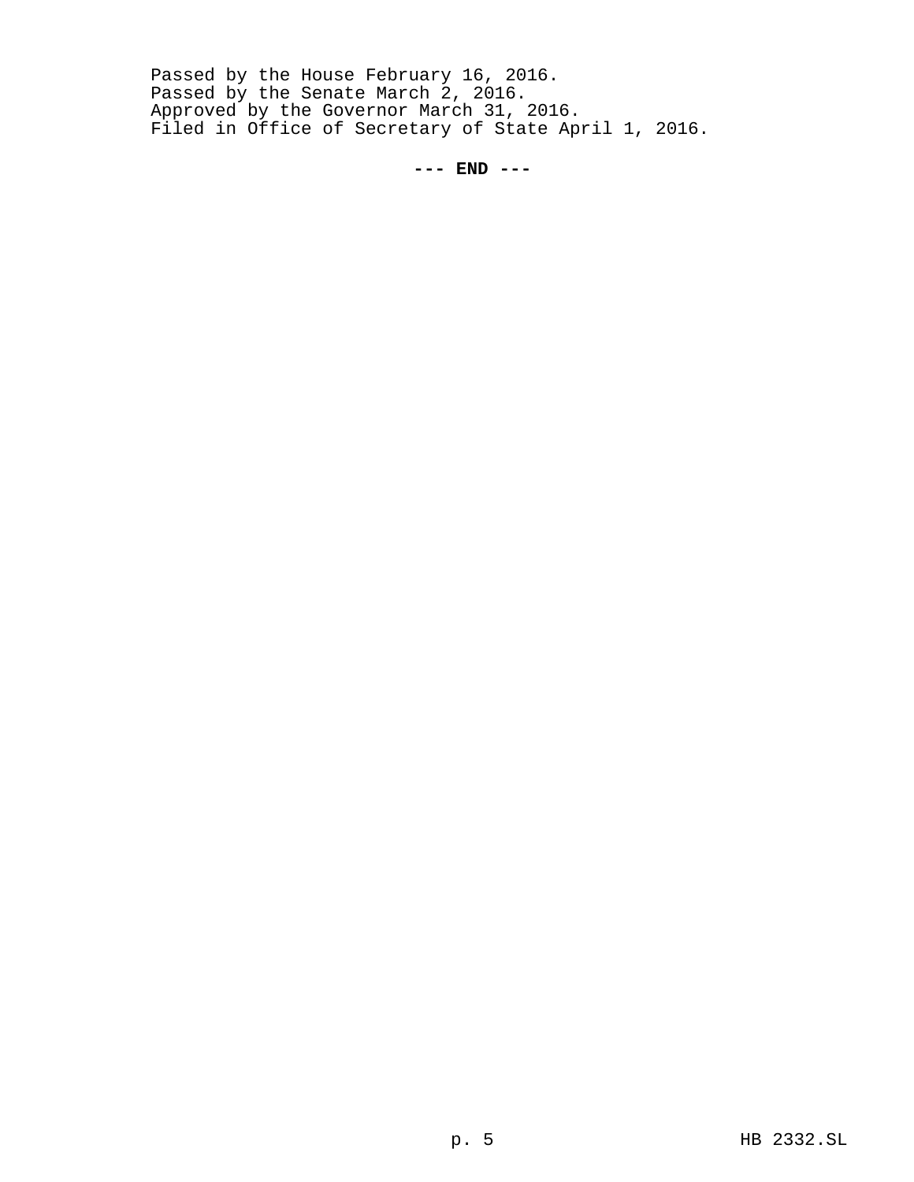Passed by the House February 16, 2016.
Passed by the Senate March 2, 2016.
Approved by the Governor March 31, 2016.
Filed in Office of Secretary of State April 1, 2016.

**--- END ---**